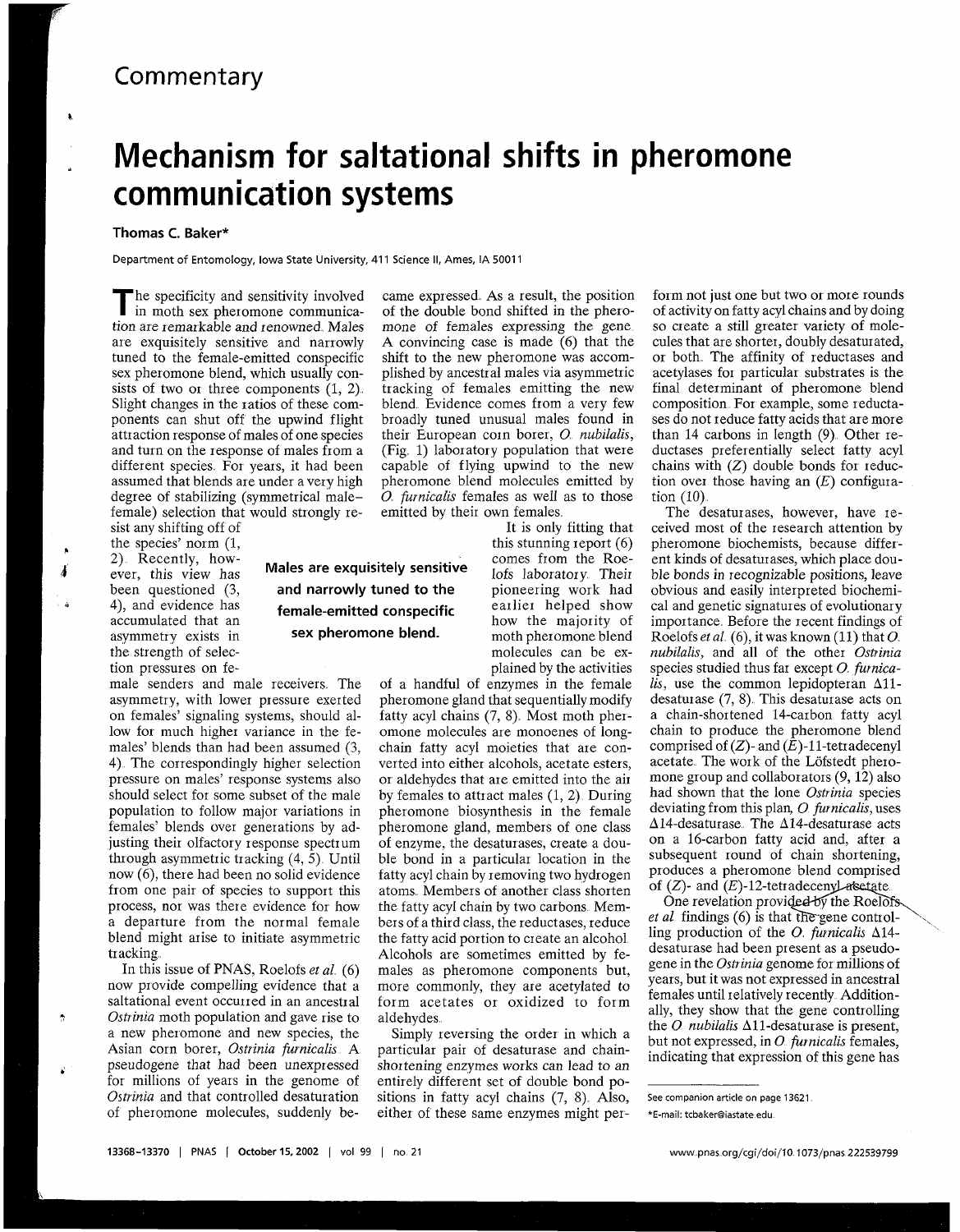## Commentary

# Mechanism for saltational shifts in pheromone communication systems

**Thomas C. Baker***

Department of Entomology, Iowa State University, 411 Science II, Ames, IA 50011

The specificity and sensitivity involved in moth sex pheromone communication are remarkable and renowned. Males are exquisitely sensitive and narrowly tuned to the female-emitted conspecific sex pheromone blend, which usually consists of two or three components (1, 2). Slight changes in the ratios of these components can shut off the upwind flight attraction response of males of one species and turn on the response of males from a different species. For years, it had been assumed that blends are under a very high degree of stabilizing (symmetrical male–female) selection that would strongly resist any shifting off of the species' norm (1, 2). Recently, however, this view has been questioned (3, 4), and evidence has accumulated that an asymmetry exists in the strength of selection pressures on female senders and male receivers. The asymmetry, with lower pressure exerted on females' signaling systems, should allow for much higher variance in the females' blends than had been assumed (3, 4). The correspondingly higher selection pressure on males' response systems also should select for some subset of the male population to follow major variations in females' blends over generations by adjusting their olfactory response spectrum through asymmetric tracking (4, 5). Until now (6), there had been no solid evidence from one pair of species to support this process, nor was there evidence for how a departure from the normal female blend might arise to initiate asymmetric tracking.

In this issue of PNAS, Roelofs *et al.* (6) now provide compelling evidence that a saltational event occurred in an ancestral *Ostrinia* moth population and gave rise to a new pheromone and new species, the Asian corn borer, *Ostrinia furnicalis*. A pseudogene that had been unexpressed for millions of years in the genome of *Ostrinia* and that controlled desaturation of pheromone molecules, suddenly became expressed. As a result, the position of the double bond shifted in the pheromone of females expressing the gene. A convincing case is made (6) that the shift to the new pheromone was accomplished by ancestral males via asymmetric tracking of females emitting the new blend. Evidence comes from a very few broadly tuned unusual males found in their European corn borer, *O. nubilalis*, (Fig. 1) laboratory population that were capable of flying upwind to the new pheromone blend molecules emitted by *O. furnicalis* females as well as to those emitted by their own females.

**Males are exquisitely sensitive and narrowly tuned to the female-emitted conspecific sex pheromone blend.**

It is only fitting that this stunning report (6) comes from the Roelofs laboratory. Their pioneering work had earlier helped show how the majority of moth pheromone blend molecules can be explained by the activities of a handful of enzymes in the female pheromone gland that sequentially modify fatty acyl chains (7, 8). Most moth pheromone molecules are monoenes of long-chain fatty acyl moieties that are converted into either alcohols, acetate esters, or aldehydes that are emitted into the air by females to attract males (1, 2). During pheromone biosynthesis in the female pheromone gland, members of one class of enzyme, the desaturases, create a double bond in a particular location in the fatty acyl chain by removing two hydrogen atoms. Members of another class shorten the fatty acyl chain by two carbons. Members of a third class, the reductases, reduce the fatty acid portion to create an alcohol. Alcohols are sometimes emitted by females as pheromone components but, more commonly, they are acetylated to form acetates or oxidized to form aldehydes.

Simply reversing the order in which a particular pair of desaturase and chain-shortening enzymes works can lead to an entirely different set of double bond positions in fatty acyl chains (7, 8). Also, either of these same enzymes might perform not just one but two or more rounds of activity on fatty acyl chains and by doing so create a still greater variety of molecules that are shorter, doubly desaturated, or both. The affinity of reductases and acetylases for particular substrates is the final determinant of pheromone blend composition. For example, some reductases do not reduce fatty acids that are more than 14 carbons in length (9). Other reductases preferentially select fatty acyl chains with (*Z*) double bonds for reduction over those having an (*E*) configuration (10).

The desaturases, however, have received most of the research attention by pheromone biochemists, because different kinds of desaturases, which place double bonds in recognizable positions, leave obvious and easily interpreted biochemical and genetic signatures of evolutionary importance. Before the recent findings of Roelofs *et al.* (6), it was known (11) that *O. nubilalis*, and all of the other *Ostrinia* species studied thus far except *O. furnicalis*, use the common lepidopteran $\Delta$11-desaturase (7, 8). This desaturase acts on a chain-shortened 14-carbon fatty acyl chain to produce the pheromone blend comprised of (*Z*)- and (*E*)-11-tetradecenyl acetate. The work of the Löfstedt pheromone group and collaborators (9, 12) also had shown that the lone *Ostrinia* species deviating from this plan, *O. furnicalis*, uses $\Delta$14-desaturase. The $\Delta$14-desaturase acts on a 16-carbon fatty acid and, after a subsequent round of chain shortening, produces a pheromone blend comprised of (*Z*)- and (*E*)-12-tetradecenyl acetate.

One revelation provided by the Roelofs *et al.* findings (6) is that the gene controlling production of the *O. furnicalis* $\Delta$14-desaturase had been present as a pseudogene in the *Ostrinia* genome for millions of years, but it was not expressed in ancestral females until relatively recently. Additionally, they show that the gene controlling the *O. nubilalis* $\Delta$11-desaturase is present, but not expressed, in *O. furnicalis* females, indicating that expression of this gene has

See companion article on page 13621.

*E-mail: tcbaker@iastate.edu.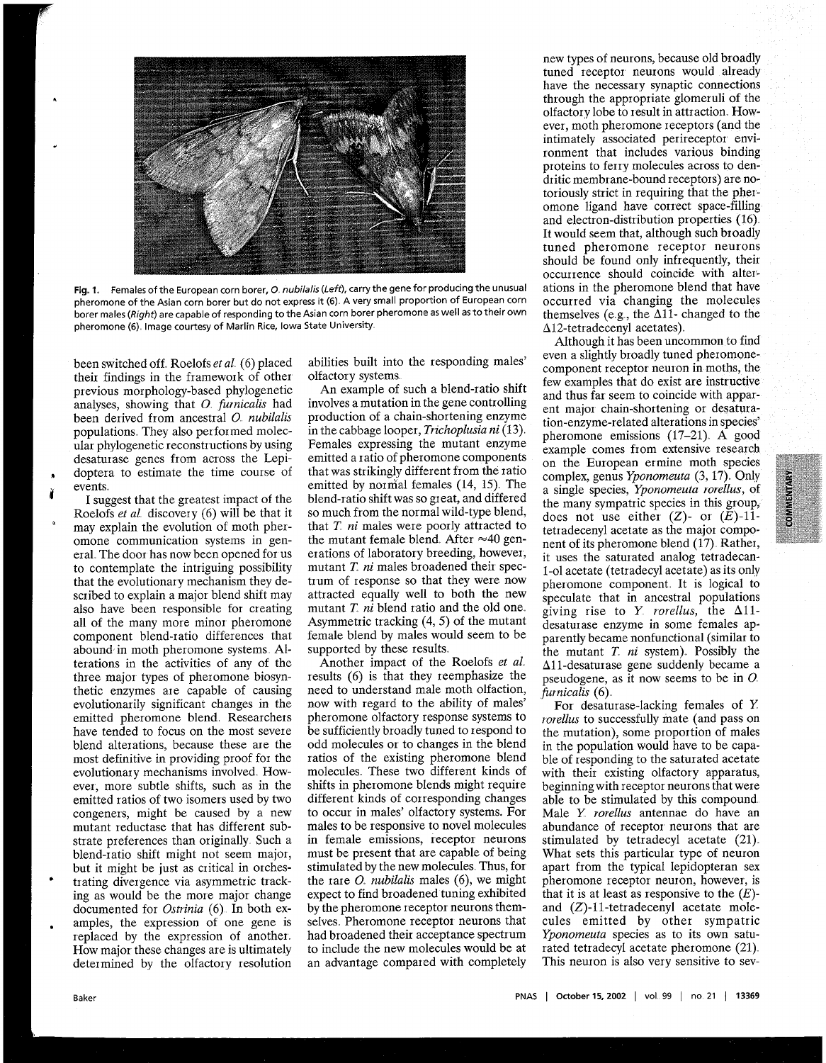**Fig. 1.** Females of the European corn borer, *O. nubilalis* (*Left*), carry the gene for producing the unusual pheromone of the Asian corn borer but do not express it (6). A very small proportion of European corn borer males (*Right*) are capable of responding to the Asian corn borer pheromone as well as to their own pheromone (6). Image courtesy of Marlin Rice, Iowa State University.

been switched off. Roelofs *et al.* (6) placed their findings in the framework of other previous morphology-based phylogenetic analyses, showing that *O. furnicalis* had been derived from ancestral *O. nubilalis* populations. They also performed molecular phylogenetic reconstructions by using desaturase genes from across the Lepidoptera to estimate the time course of events.

I suggest that the greatest impact of the Roelofs *et al.* discovery (6) will be that it may explain the evolution of moth pheromone communication systems in general. The door has now been opened for us to contemplate the intriguing possibility that the evolutionary mechanism they described to explain a major blend shift may also have been responsible for creating all of the many more minor pheromone component blend-ratio differences that abound in moth pheromone systems. Alterations in the activities of any of the three major types of pheromone biosynthetic enzymes are capable of causing evolutionarily significant changes in the emitted pheromone blend. Researchers have tended to focus on the most severe blend alterations, because these are the most definitive in providing proof for the evolutionary mechanisms involved. However, more subtle shifts, such as in the emitted ratios of two isomers used by two congeners, might be caused by a new mutant reductase that has different substrate preferences than originally. Such a blend-ratio shift might not seem major, but it might be just as critical in orchestrating divergence via asymmetric tracking as would be the more major change documented for *Ostrinia* (6). In both examples, the expression of one gene is replaced by the expression of another. How major these changes are is ultimately determined by the olfactory resolution abilities built into the responding males' olfactory systems.

An example of such a blend-ratio shift involves a mutation in the gene controlling production of a chain-shortening enzyme in the cabbage looper, *Trichoplusia ni* (13). Females expressing the mutant enzyme emitted a ratio of pheromone components that was strikingly different from the ratio emitted by normal females (14, 15). The blend-ratio shift was so great, and differed so much from the normal wild-type blend, that *T. ni* males were poorly attracted to the mutant female blend. After ≈40 generations of laboratory breeding, however, mutant *T. ni* males broadened their spectrum of response so that they were now attracted equally well to both the new mutant *T. ni* blend ratio and the old one. Asymmetric tracking (4, 5) of the mutant female blend by males would seem to be supported by these results.

Another impact of the Roelofs *et al.* results (6) is that they reemphasize the need to understand male moth olfaction, now with regard to the ability of males' pheromone olfactory response systems to be sufficiently broadly tuned to respond to odd molecules or to changes in the blend ratios of the existing pheromone blend molecules. These two different kinds of shifts in pheromone blends might require different kinds of corresponding changes to occur in males' olfactory systems. For males to be responsive to novel molecules in female emissions, receptor neurons must be present that are capable of being stimulated by the new molecules. Thus, for the rare *O. nubilalis* males (6), we might expect to find broadened tuning exhibited by the pheromone receptor neurons themselves. Pheromone receptor neurons that had broadened their acceptance spectrum to include the new molecules would be at an advantage compared with completely new types of neurons, because old broadly tuned receptor neurons would already have the necessary synaptic connections through the appropriate glomeruli of the olfactory lobe to result in attraction. However, moth pheromone receptors (and the intimately associated perireceptor environment that includes various binding proteins to ferry molecules across to dendritic membrane-bound receptors) are notoriously strict in requiring that the pheromone ligand have correct space-filling and electron-distribution properties (16). It would seem that, although such broadly tuned pheromone receptor neurons should be found only infrequently, their occurrence should coincide with alterations in the pheromone blend that have occurred via changing the molecules themselves (e.g., the Δ11- changed to the Δ12-tetradecenyl acetates).

Although it has been uncommon to find even a slightly broadly tuned pheromone-component receptor neuron in moths, the few examples that do exist are instructive and thus far seem to coincide with apparent major chain-shortening or desaturation-enzyme-related alterations in species' pheromone emissions (17–21). A good example comes from extensive research on the European ermine moth species complex, genus *Yponomeuta* (3, 17). Only a single species, *Yponomeuta rorellus*, of the many sympatric species in this group, does not use either (*Z*)- or (*E*)-11-tetradecenyl acetate as the major component of its pheromone blend (17). Rather, it uses the saturated analog tetradecan-1-ol acetate (tetradecyl acetate) as its only pheromone component. It is logical to speculate that in ancestral populations giving rise to *Y. rorellus*, the Δ11-desaturase enzyme in some females apparently became nonfunctional (similar to the mutant *T. ni* system). Possibly the Δ11-desaturase gene suddenly became a pseudogene, as it now seems to be in *O. furnicalis* (6).

For desaturase-lacking females of *Y. rorellus* to successfully mate (and pass on the mutation), some proportion of males in the population would have to be capable of responding to the saturated acetate with their existing olfactory apparatus, beginning with receptor neurons that were able to be stimulated by this compound. Male *Y. rorellus* antennae do have an abundance of receptor neurons that are stimulated by tetradecyl acetate (21). What sets this particular type of neuron apart from the typical lepidopteran sex pheromone receptor neuron, however, is that it is at least as responsive to the (*E*)- and (*Z*)-11-tetradecenyl acetate molecules emitted by other sympatric *Yponomeuta* species as to its own saturated tetradecyl acetate pheromone (21). This neuron is also very sensitive to sev-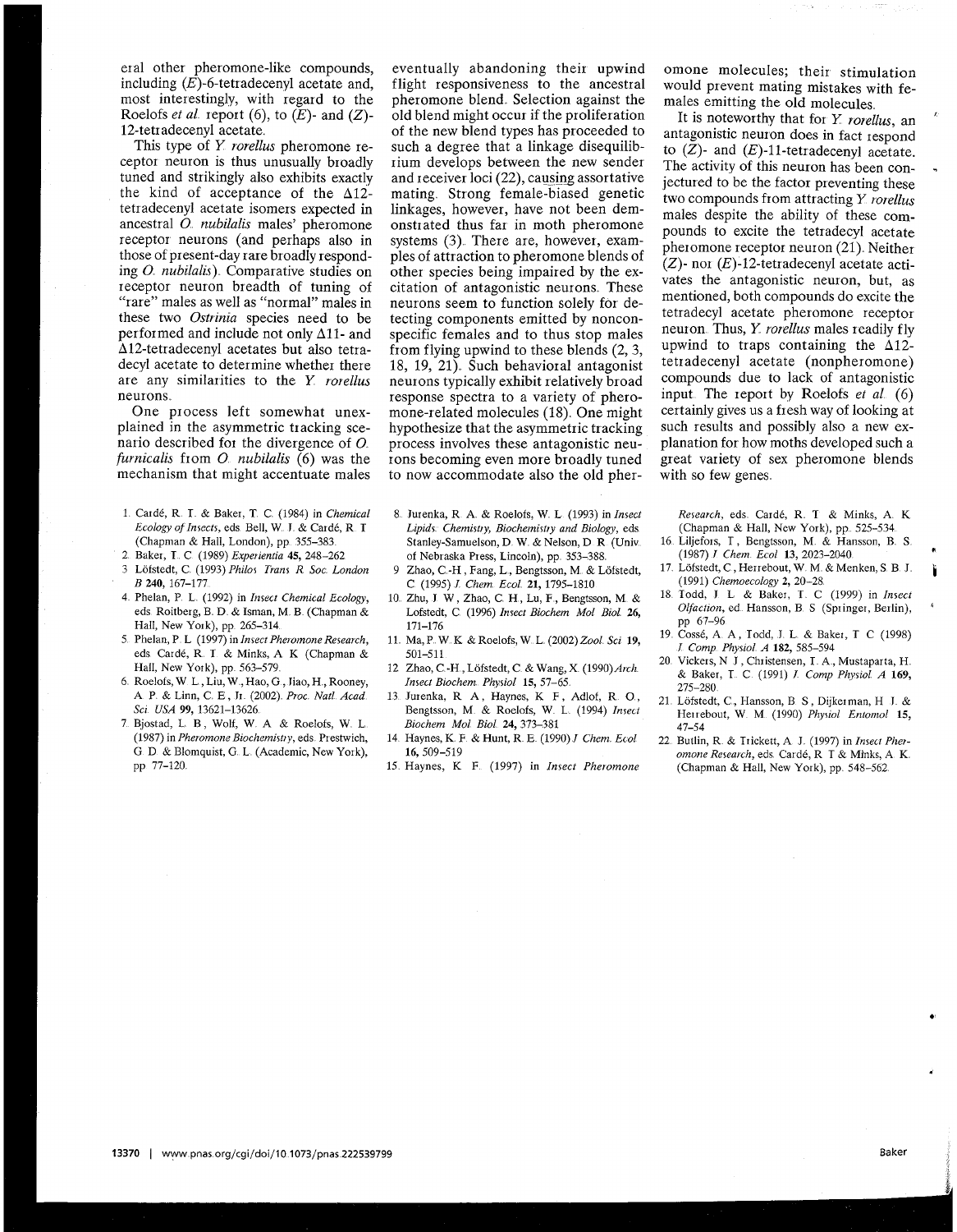eral other pheromone-like compounds, including (*E*)-6-tetradecenyl acetate and, most interestingly, with regard to the Roelofs *et al.* report (6), to (*E*)- and (*Z*)-12-tetradecenyl acetate.

This type of *Y. rorellus* pheromone receptor neuron is thus unusually broadly tuned and strikingly also exhibits exactly the kind of acceptance of the Δ12-tetradecenyl acetate isomers expected in ancestral *O. nubilalis* males' pheromone receptor neurons (and perhaps also in those of present-day rare broadly responding *O. nubilalis*). Comparative studies on receptor neuron breadth of tuning of "rare" males as well as "normal" males in these two *Ostrinia* species need to be performed and include not only Δ11- and Δ12-tetradecenyl acetates but also tetradecyl acetate to determine whether there are any similarities to the *Y. rorellus* neurons.

One process left somewhat unexplained in the asymmetric tracking scenario described for the divergence of *O. furnicalis* from *O. nubilalis* (6) was the mechanism that might accentuate males eventually abandoning their upwind flight responsiveness to the ancestral pheromone blend. Selection against the old blend might occur if the proliferation of the new blend types has proceeded to such a degree that a linkage disequilibrium develops between the new sender and receiver loci (22), causing assortative mating. Strong female-biased genetic linkages, however, have not been demonstrated thus far in moth pheromone systems (3). There are, however, examples of attraction to pheromone blends of other species being impaired by the excitation of antagonistic neurons. These neurons seem to function solely for detecting components emitted by nonconspecific females and to thus stop males from flying upwind to these blends (2, 3, 18, 19, 21). Such behavioral antagonist neurons typically exhibit relatively broad response spectra to a variety of pheromone-related molecules (18). One might hypothesize that the asymmetric tracking process involves these antagonistic neurons becoming even more broadly tuned to now accommodate also the old pheromone molecules; their stimulation would prevent mating mistakes with females emitting the old molecules.

It is noteworthy that for *Y. rorellus*, an antagonistic neuron does in fact respond to (*Z*)- and (*E*)-11-tetradecenyl acetate. The activity of this neuron has been conjectured to be the factor preventing these two compounds from attracting *Y. rorellus* males despite the ability of these compounds to excite the tetradecyl acetate pheromone receptor neuron (21). Neither (*Z*)- nor (*E*)-12-tetradecenyl acetate activates the antagonistic neuron, but, as mentioned, both compounds do excite the tetradecyl acetate pheromone receptor neuron. Thus, *Y. rorellus* males readily fly upwind to traps containing the Δ12-tetradecenyl acetate (nonpheromone) compounds due to lack of antagonistic input. The report by Roelofs *et al.* (6) certainly gives us a fresh way of looking at such results and possibly also a new explanation for how moths developed such a great variety of sex pheromone blends with so few genes.

1. Cardé, R. T. & Baker, T. C. (1984) in *Chemical Ecology of Insects*, eds. Bell, W. J. & Cardé, R. T. (Chapman & Hall, London), pp. 355–383.
2. Baker, T. C. (1989) *Experientia* **45**, 248–262.
3. Löfstedt, C. (1993) *Philos. Trans. R. Soc. London B* **240**, 167–177.
4. Phelan, P. L. (1992) in *Insect Chemical Ecology*, eds. Roitberg, B. D. & Isman, M. B. (Chapman & Hall, New York), pp. 265–314.
5. Phelan, P. L. (1997) in *Insect Pheromone Research*, eds. Cardé, R. T. & Minks, A. K. (Chapman & Hall, New York), pp. 563–579.
6. Roelofs, W. L., Liu, W., Hao, G., Jiao, H., Rooney, A. P. & Linn, C. E., Jr. (2002) *Proc. Natl. Acad. Sci. USA* **99**, 13621–13626.
7. Bjostad, L. B., Wolf, W. A. & Roelofs, W. L. (1987) in *Pheromone Biochemistry*, eds. Prestwich, G. D. & Blomquist, G. L. (Academic, New York), pp. 77–120.
8. Jurenka, R. A. & Roelofs, W. L. (1993) in *Insect Lipids: Chemistry, Biochemistry and Biology*, eds. Stanley-Samuelson, D. W. & Nelson, D. R. (Univ. of Nebraska Press, Lincoln), pp. 353–388.
9. Zhao, C.-H., Fang, L., Bengtsson, M. & Löfstedt, C. (1995) *J. Chem. Ecol.* **21**, 1795–1810.
10. Zhu, J. W., Zhao, C. H., Lu, F., Bengtsson, M. & Lofstedt, C. (1996) *Insect Biochem. Mol. Biol.* **26**, 171–176.
11. Ma, P. W. K. & Roelofs, W. L. (2002) *Zool. Sci.* **19**, 501–511.
12. Zhao, C.-H., Löfstedt, C. & Wang, X. (1990) *Arch. Insect Biochem. Physiol.* **15**, 57–65.
13. Jurenka, R. A., Haynes, K. F., Adlof, R. O., Bengtsson, M. & Roelofs, W. L. (1994) *Insect Biochem. Mol. Biol.* **24**, 373–381.
14. Haynes, K. F. & Hunt, R. E. (1990) *J. Chem. Ecol.* **16**, 509–519.
15. Haynes, K. F. (1997) in *Insect Pheromone Research*, eds. Cardé, R. T. & Minks, A. K. (Chapman & Hall, New York), pp. 525–534.
16. Liljefors, T., Bengtsson, M. & Hansson, B. S. (1987) *J. Chem. Ecol.* **13**, 2023–2040.
17. Löfstedt, C., Herrebout, W. M. & Menken, S. B. J. (1991) *Chemoecology* **2**, 20–28.
18. Todd, J. L. & Baker, T. C. (1999) in *Insect Olfaction*, ed. Hansson, B. S. (Springer, Berlin), pp. 67–96.
19. Cossé, A. A., Todd, J. L. & Baker, T. C. (1998) *J. Comp. Physiol. A* **182**, 585–594.
20. Vickers, N. J., Christensen, T. A., Mustaparta, H. & Baker, T. C. (1991) *J. Comp. Physiol. A* **169**, 275–280.
21. Löfstedt, C., Hansson, B. S., Dijkerman, H. J. & Herrebout, W. M. (1990) *Physiol. Entomol.* **15**, 47–54.
22. Butlin, R. & Trickett, A. J. (1997) in *Insect Pheromone Research*, eds. Cardé, R. T. & Minks, A. K. (Chapman & Hall, New York), pp. 548–562.